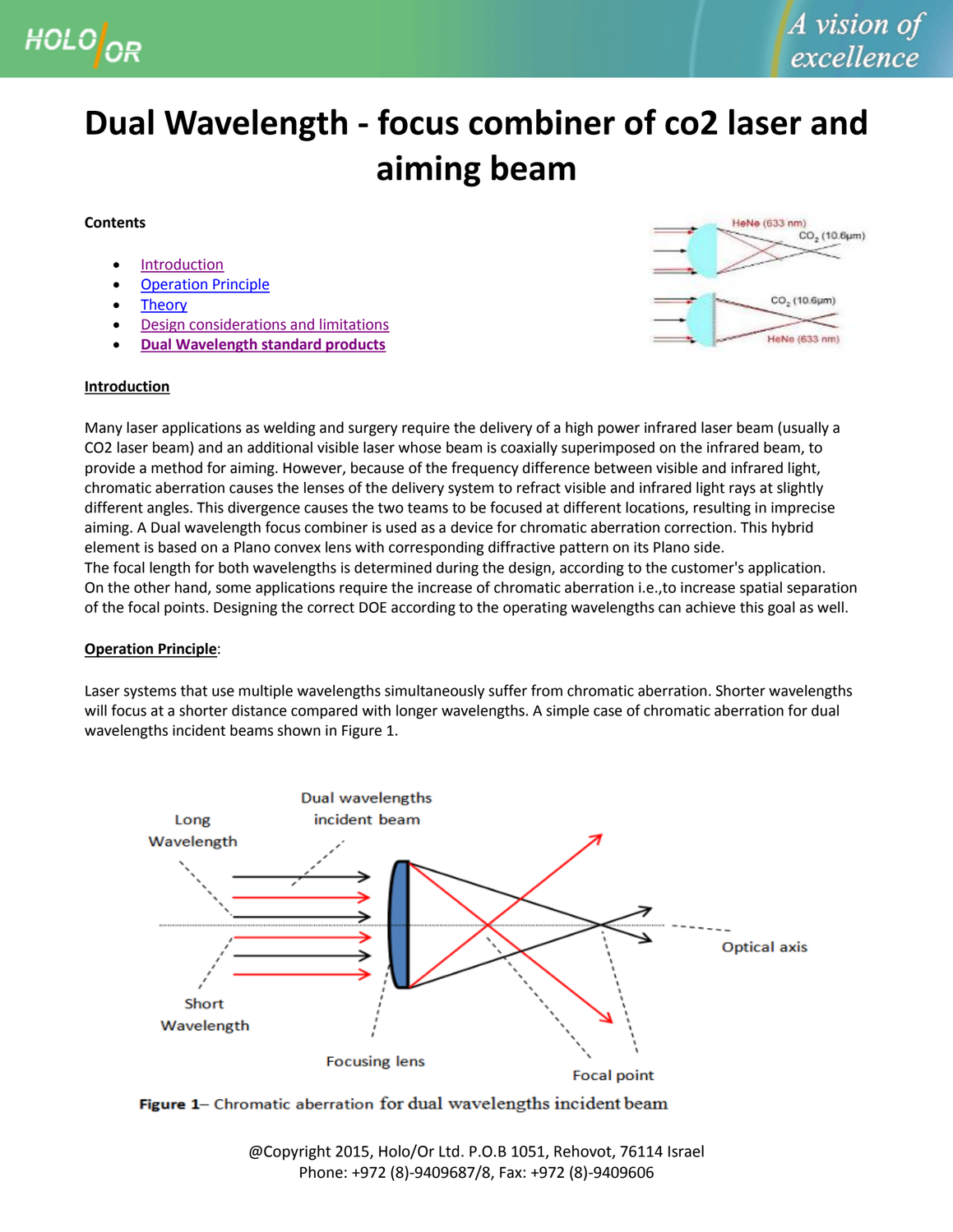# Dual Wavelength - focus combiner of co2 laser and aiming beam

**Contents**

- Introduction
- Operation Principle
- Theory
- Design considerations and limitations
- **Dual Wavelength standard products**

## Introduction

Many laser applications as welding and surgery require the delivery of a high power infrared laser beam (usually a CO2 laser beam) and an additional visible laser whose beam is coaxially superimposed on the infrared beam, to provide a method for aiming. However, because of the frequency difference between visible and infrared light, chromatic aberration causes the lenses of the delivery system to refract visible and infrared light rays at slightly different angles. This divergence causes the two teams to be focused at different locations, resulting in imprecise aiming. A Dual wavelength focus combiner is used as a device for chromatic aberration correction. This hybrid element is based on a Plano convex lens with corresponding diffractive pattern on its Plano side.
The focal length for both wavelengths is determined during the design, according to the customer's application.
On the other hand, some applications require the increase of chromatic aberration i.e.,to increase spatial separation of the focal points. Designing the correct DOE according to the operating wavelengths can achieve this goal as well.

## Operation Principle:

Laser systems that use multiple wavelengths simultaneously suffer from chromatic aberration. Shorter wavelengths will focus at a shorter distance compared with longer wavelengths. A simple case of chromatic aberration for dual wavelengths incident beams shown in Figure 1.

**Figure 1**– Chromatic aberration for dual wavelengths incident beam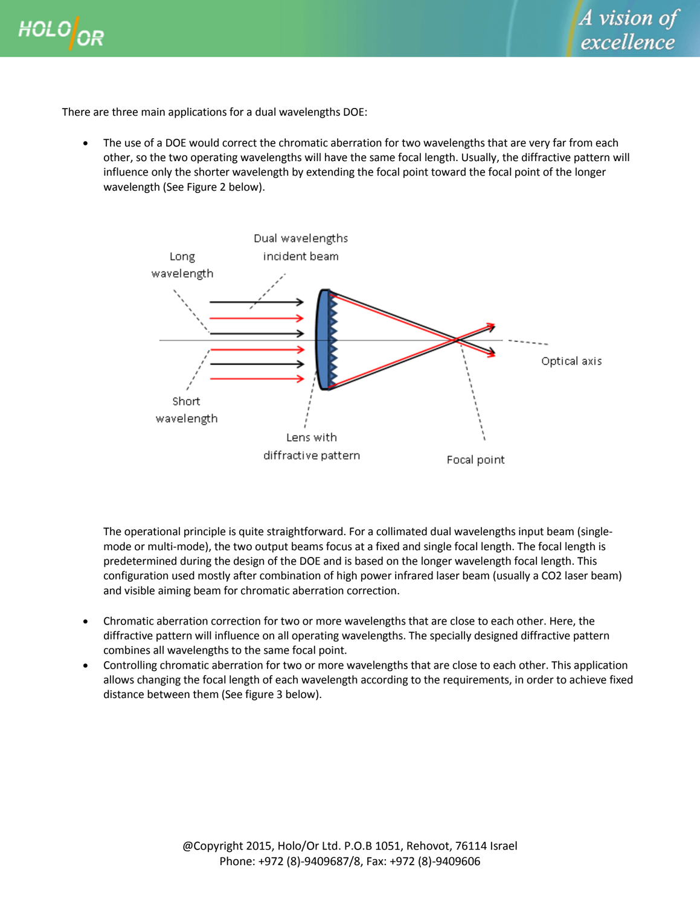There are three main applications for a dual wavelengths DOE:

- The use of a DOE would correct the chromatic aberration for two wavelengths that are very far from each other, so the two operating wavelengths will have the same focal length. Usually, the diffractive pattern will influence only the shorter wavelength by extending the focal point toward the focal point of the longer wavelength (See Figure 2 below).

  The operational principle is quite straightforward. For a collimated dual wavelengths input beam (single-mode or multi-mode), the two output beams focus at a fixed and single focal length. The focal length is predetermined during the design of the DOE and is based on the longer wavelength focal length. This configuration used mostly after combination of high power infrared laser beam (usually a CO2 laser beam) and visible aiming beam for chromatic aberration correction.

- Chromatic aberration correction for two or more wavelengths that are close to each other. Here, the diffractive pattern will influence on all operating wavelengths. The specially designed diffractive pattern combines all wavelengths to the same focal point.
- Controlling chromatic aberration for two or more wavelengths that are close to each other. This application allows changing the focal length of each wavelength according to the requirements, in order to achieve fixed distance between them (See figure 3 below).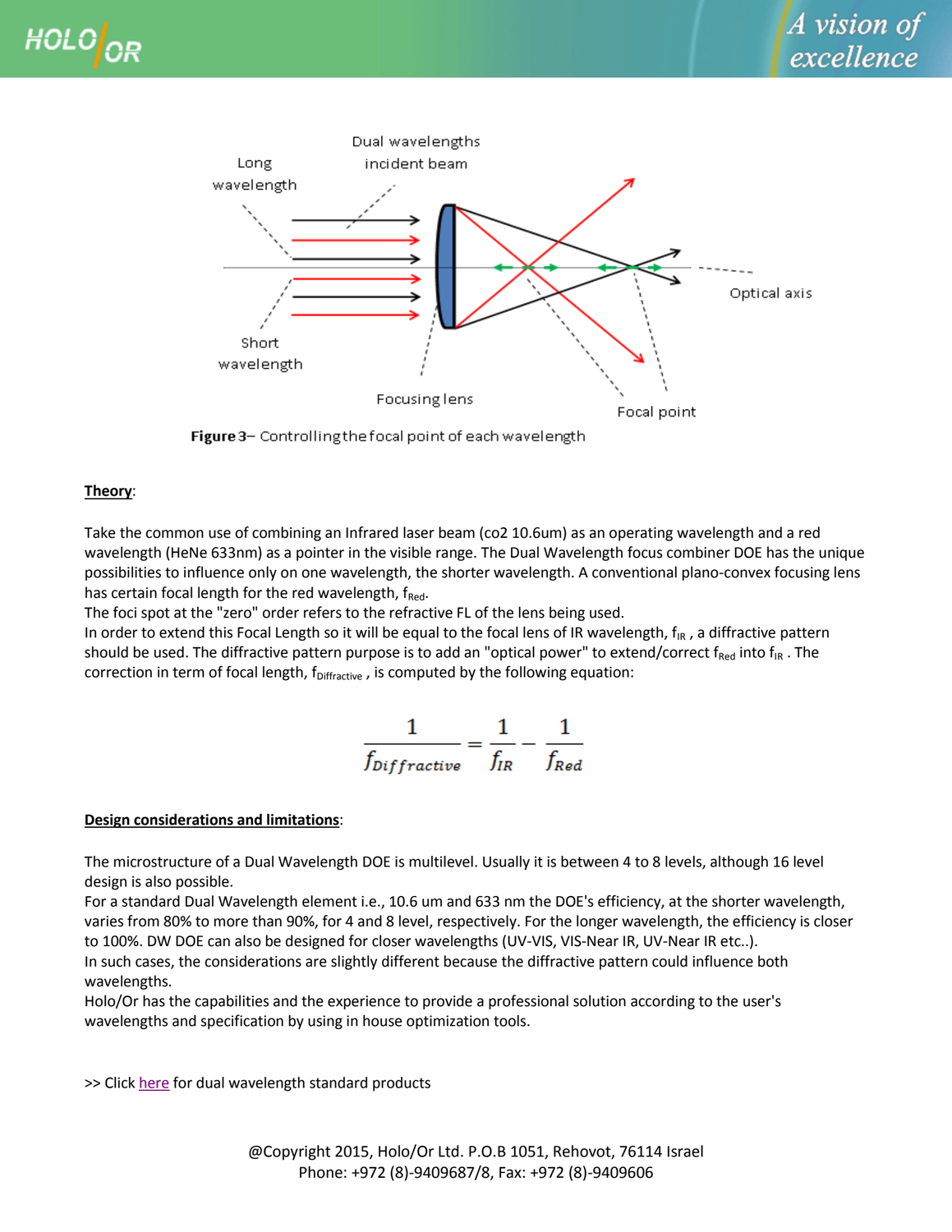Dual wavelengths incident beam

Long wavelength

Short wavelength

Focusing lens

Focal point

Optical axis

**Figure 3**– Controlling the focal point of each wavelength

**Theory**:

Take the common use of combining an Infrared laser beam (co2 10.6um) as an operating wavelength and a red wavelength (HeNe 633nm) as a pointer in the visible range. The Dual Wavelength focus combiner DOE has the unique possibilities to influence only on one wavelength, the shorter wavelength. A conventional plano-convex focusing lens has certain focal length for the red wavelength, $f_{Red}$.

The foci spot at the "zero" order refers to the refractive FL of the lens being used.

In order to extend this Focal Length so it will be equal to the focal lens of IR wavelength, $f_{IR}$, a diffractive pattern should be used. The diffractive pattern purpose is to add an "optical power" to extend/correct $f_{Red}$ into $f_{IR}$. The correction in term of focal length, $f_{Diffractive}$, is computed by the following equation:

$$\frac{1}{f_{Diffractive}} = \frac{1}{f_{IR}} - \frac{1}{f_{Red}}$$

**Design considerations and limitations**:

The microstructure of a Dual Wavelength DOE is multilevel. Usually it is between 4 to 8 levels, although 16 level design is also possible.

For a standard Dual Wavelength element i.e., 10.6 um and 633 nm the DOE's efficiency, at the shorter wavelength, varies from 80% to more than 90%, for 4 and 8 level, respectively. For the longer wavelength, the efficiency is closer to 100%. DW DOE can also be designed for closer wavelengths (UV-VIS, VIS-Near IR, UV-Near IR etc..).

In such cases, the considerations are slightly different because the diffractive pattern could influence both wavelengths.

Holo/Or has the capabilities and the experience to provide a professional solution according to the user's wavelengths and specification by using in house optimization tools.

>> Click here for dual wavelength standard products